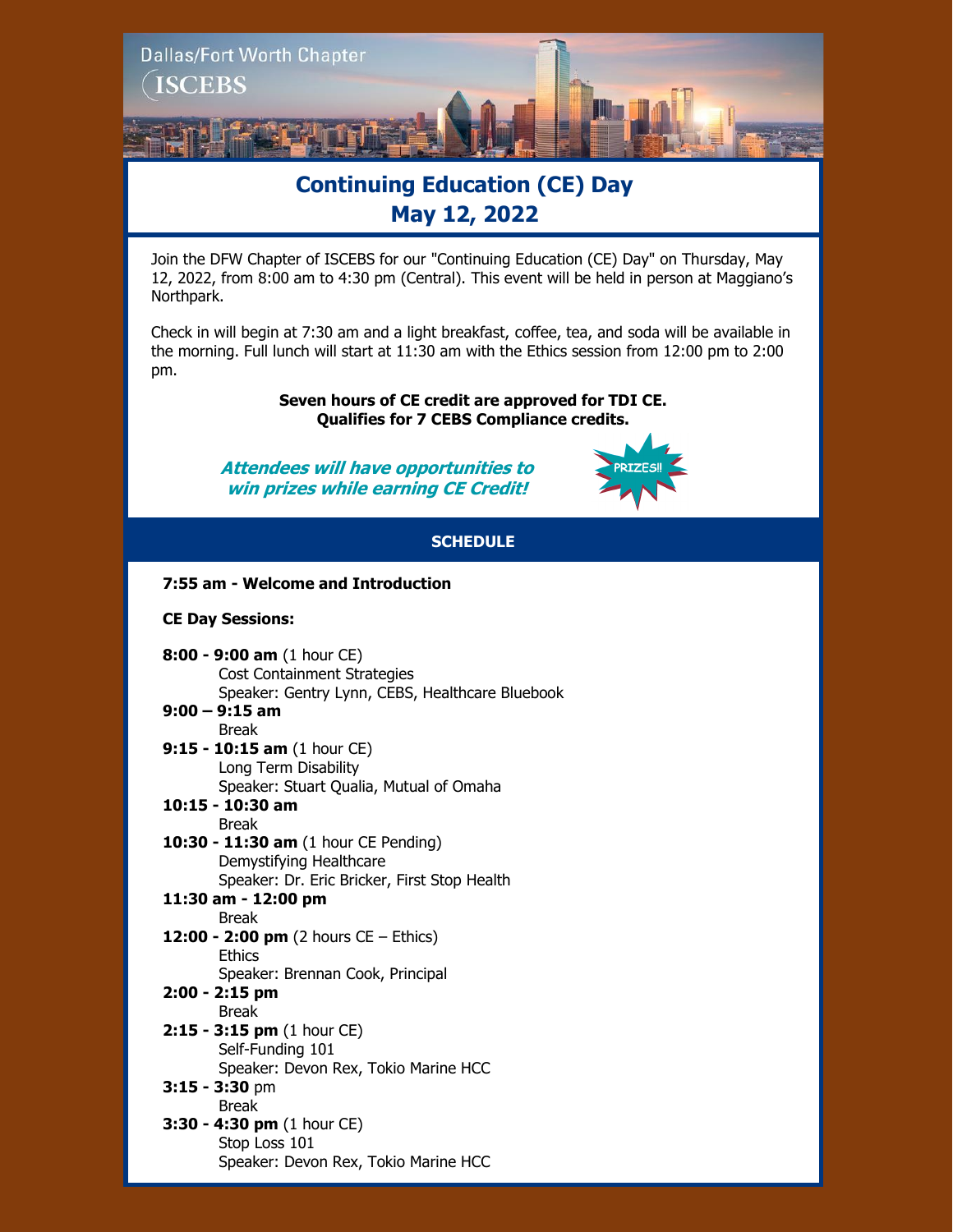Dallas/Fort Worth Chapter

ISCEBS

# Continuing Education (CE) Day
# May 12, 2022

Join the DFW Chapter of ISCEBS for our "Continuing Education (CE) Day" on Thursday, May 12, 2022, from 8:00 am to 4:30 pm (Central). This event will be held in person at Maggiano's Northpark.

Check in will begin at 7:30 am and a light breakfast, coffee, tea, and soda will be available in the morning. Full lunch will start at 11:30 am with the Ethics session from 12:00 pm to 2:00 pm.

**Seven hours of CE credit are approved for TDI CE.**
**Qualifies for 7 CEBS Compliance credits.**

***Attendees will have opportunities to win prizes while earning CE Credit!***

PRIZES!!

## SCHEDULE

**7:55 am - Welcome and Introduction**

**CE Day Sessions:**

**8:00 - 9:00 am** (1 hour CE)
Cost Containment Strategies
Speaker: Gentry Lynn, CEBS, Healthcare Bluebook

**9:00 – 9:15 am**
Break

**9:15 - 10:15 am** (1 hour CE)
Long Term Disability
Speaker: Stuart Qualia, Mutual of Omaha

**10:15 - 10:30 am**
Break

**10:30 - 11:30 am** (1 hour CE Pending)
Demystifying Healthcare
Speaker: Dr. Eric Bricker, First Stop Health

**11:30 am - 12:00 pm**
Break

**12:00 - 2:00 pm** (2 hours CE – Ethics)
Ethics
Speaker: Brennan Cook, Principal

**2:00 - 2:15 pm**
Break

**2:15 - 3:15 pm** (1 hour CE)
Self-Funding 101
Speaker: Devon Rex, Tokio Marine HCC

**3:15 - 3:30** pm
Break

**3:30 - 4:30 pm** (1 hour CE)
Stop Loss 101
Speaker: Devon Rex, Tokio Marine HCC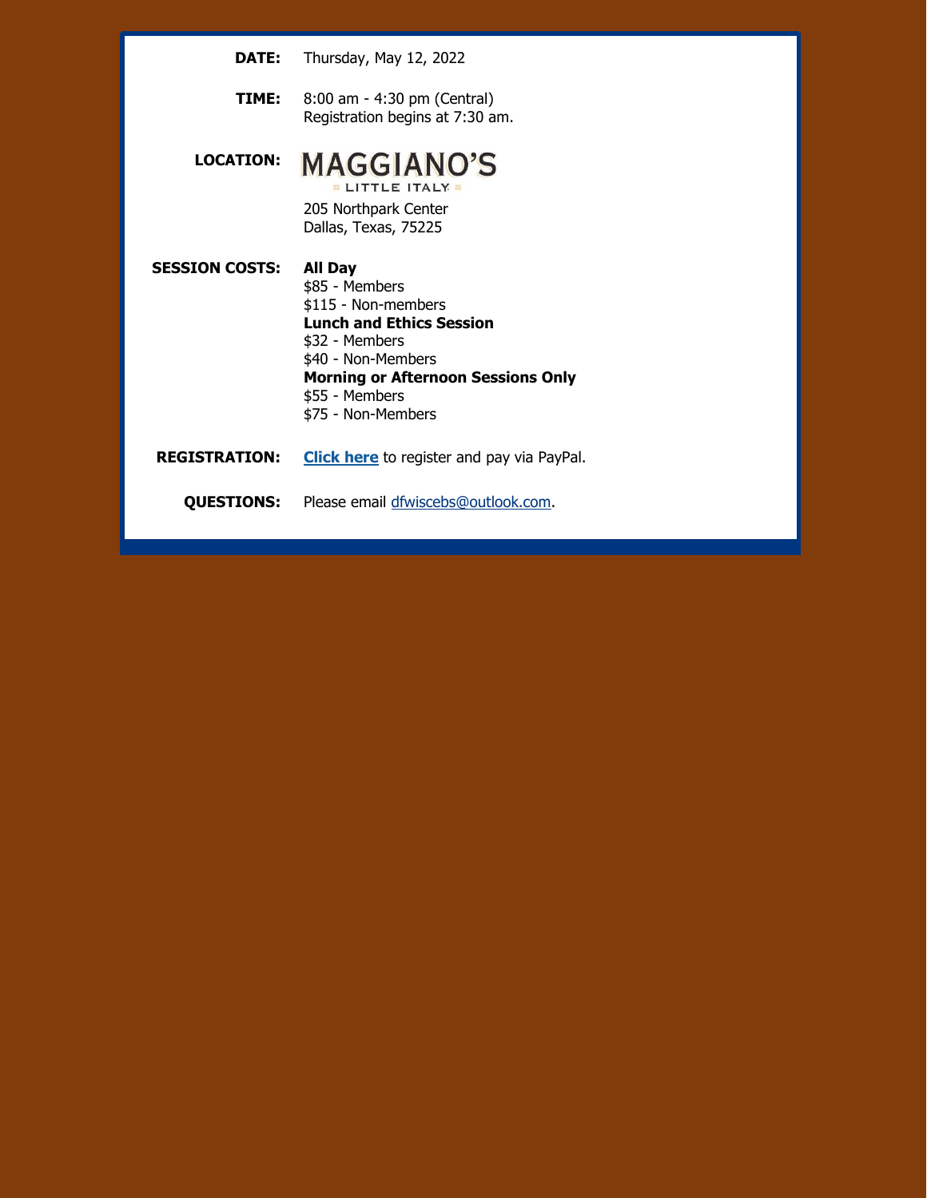**DATE:** Thursday, May 12, 2022

**TIME:** 8:00 am - 4:30 pm (Central)
Registration begins at 7:30 am.

**LOCATION:** MAGGIANO'S LITTLE ITALY
205 Northpark Center
Dallas, Texas, 75225

**SESSION COSTS:**

**All Day**
$85 - Members
$115 - Non-members

**Lunch and Ethics Session**
$32 - Members
$40 - Non-Members

**Morning or Afternoon Sessions Only**
$55 - Members
$75 - Non-Members

**REGISTRATION:** **Click here** to register and pay via PayPal.

**QUESTIONS:** Please email dfwiscebs@outlook.com.